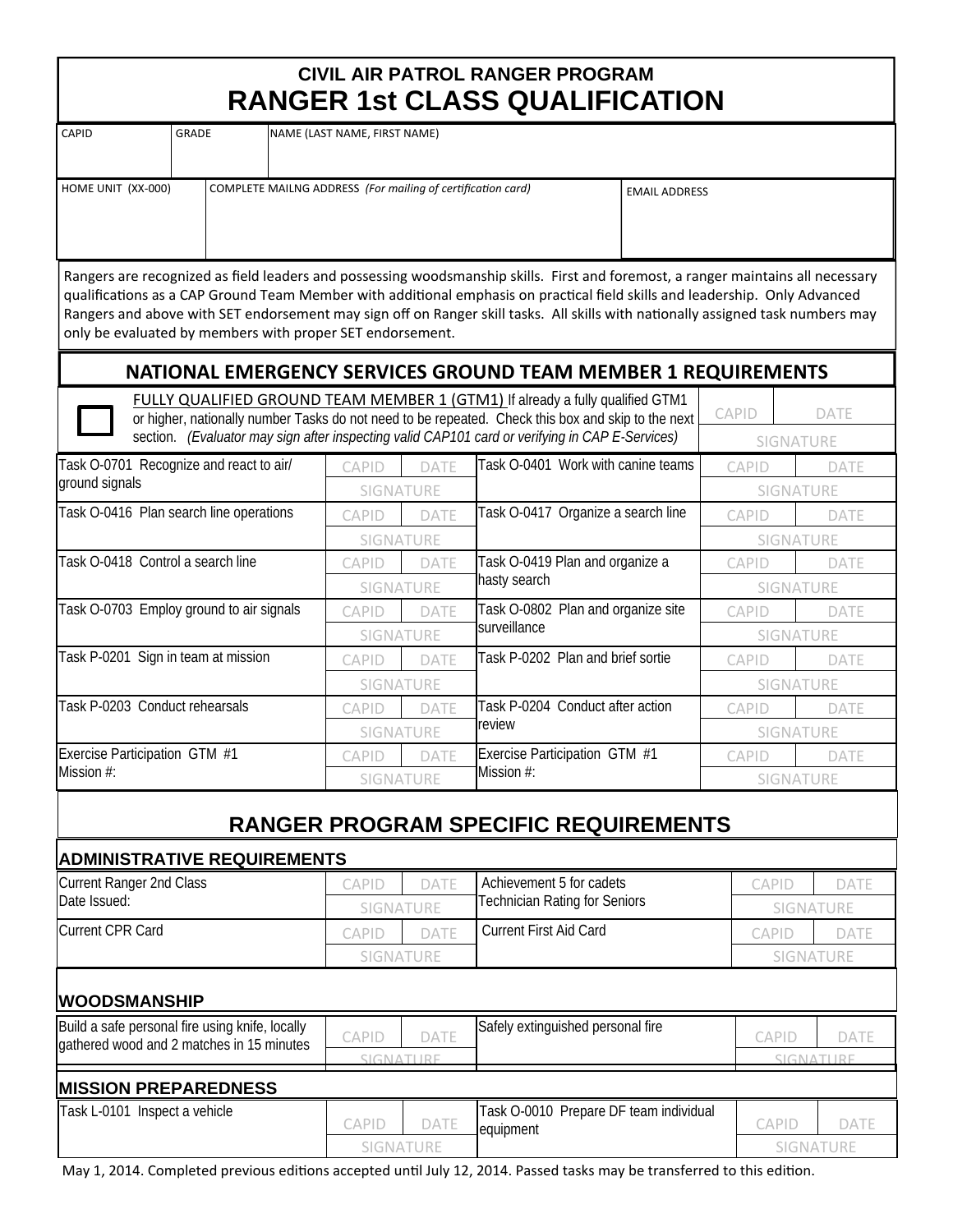# CIVIL AIR PATROL RANGER PROGRAM
# RANGER 1st CLASS QUALIFICATION

| CAPID | GRADE | NAME (LAST NAME, FIRST NAME) |
|---|---|---|
| | | |

| HOME UNIT (XX-000) | COMPLETE MAILNG ADDRESS *(For mailing of certification card)* | EMAIL ADDRESS |
|---|---|---|
| | | |

Rangers are recognized as field leaders and possessing woodsmanship skills. First and foremost, a ranger maintains all necessary qualifications as a CAP Ground Team Member with additional emphasis on practical field skills and leadership. Only Advanced Rangers and above with SET endorsement may sign off on Ranger skill tasks. All skills with nationally assigned task numbers may only be evaluated by members with proper SET endorsement.

## NATIONAL EMERGENCY SERVICES GROUND TEAM MEMBER 1 REQUIREMENTS

☐ FULLY QUALIFIED GROUND TEAM MEMBER 1 (GTM1) If already a fully qualified GTM1 or higher, nationally number Tasks do not need to be repeated. Check this box and skip to the next section. *(Evaluator may sign after inspecting valid CAP101 card or verifying in CAP E-Services)*

| CAPID | DATE |
|---|---|
| SIGNATURE | |

| Task | CAPID | DATE | Task | CAPID | DATE |
|---|---|---|---|---|---|
| Task O-0701 Recognize and react to air/ ground signals | | | Task O-0401 Work with canine teams | | |
| | SIGNATURE | | | SIGNATURE | |
| Task O-0416 Plan search line operations | | | Task O-0417 Organize a search line | | |
| | SIGNATURE | | | SIGNATURE | |
| Task O-0418 Control a search line | | | Task O-0419 Plan and organize a hasty search | | |
| | SIGNATURE | | | SIGNATURE | |
| Task O-0703 Employ ground to air signals | | | Task O-0802 Plan and organize site surveillance | | |
| | SIGNATURE | | | SIGNATURE | |
| Task P-0201 Sign in team at mission | | | Task P-0202 Plan and brief sortie | | |
| | SIGNATURE | | | SIGNATURE | |
| Task P-0203 Conduct rehearsals | | | Task P-0204 Conduct after action review | | |
| | SIGNATURE | | | SIGNATURE | |
| Exercise Participation GTM #1 Mission #: | | | Exercise Participation GTM #1 Mission #: | | |
| | SIGNATURE | | | SIGNATURE | |

## RANGER PROGRAM SPECIFIC REQUIREMENTS

### ADMINISTRATIVE REQUIREMENTS

| Requirement | CAPID | DATE | Requirement | CAPID | DATE |
|---|---|---|---|---|---|
| Current Ranger 2nd Class Date Issued: | | | Achievement 5 for cadets Technician Rating for Seniors | | |
| | SIGNATURE | | | SIGNATURE | |
| Current CPR Card | | | Current First Aid Card | | |
| | SIGNATURE | | | SIGNATURE | |

### WOODSMANSHIP

| Requirement | CAPID | DATE | Requirement | CAPID | DATE |
|---|---|---|---|---|---|
| Build a safe personal fire using knife, locally gathered wood and 2 matches in 15 minutes | | | Safely extinguished personal fire | | |
| | SIGNATURE | | | SIGNATURE | |

### MISSION PREPAREDNESS

| Task | CAPID | DATE | Task | CAPID | DATE |
|---|---|---|---|---|---|
| Task L-0101 Inspect a vehicle | | | Task O-0010 Prepare DF team individual equipment | | |
| | SIGNATURE | | | SIGNATURE | |

May 1, 2014. Completed previous editions accepted until July 12, 2014. Passed tasks may be transferred to this edition.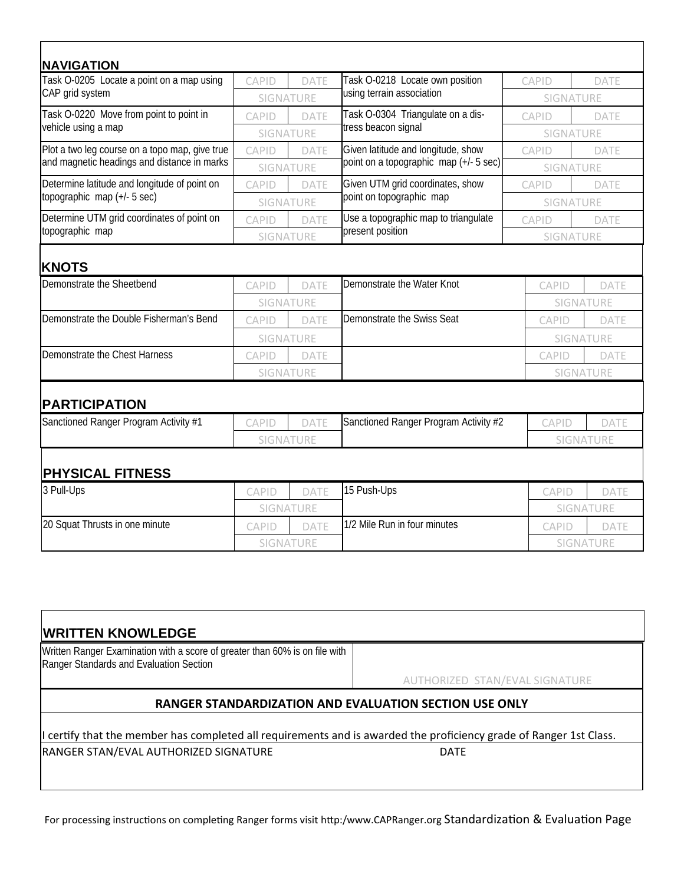## NAVIGATION

| | | | | | |
|---|---|---|---|---|---|
| Task O-0205 Locate a point on a map using CAP grid system | CAPID | DATE | Task O-0218 Locate own position using terrain association | CAPID | DATE |
| | SIGNATURE | | | SIGNATURE | |
| Task O-0220 Move from point to point in vehicle using a map | CAPID | DATE | Task O-0304 Triangulate on a distress beacon signal | CAPID | DATE |
| | SIGNATURE | | | SIGNATURE | |
| Plot a two leg course on a topo map, give true and magnetic headings and distance in marks | CAPID | DATE | Given latitude and longitude, show point on a topographic map (+/- 5 sec) | CAPID | DATE |
| | SIGNATURE | | | SIGNATURE | |
| Determine latitude and longitude of point on topographic map (+/- 5 sec) | CAPID | DATE | Given UTM grid coordinates, show point on topographic map | CAPID | DATE |
| | SIGNATURE | | | SIGNATURE | |
| Determine UTM grid coordinates of point on topographic map | CAPID | DATE | Use a topographic map to triangulate present position | CAPID | DATE |
| | SIGNATURE | | | SIGNATURE | |

## KNOTS

| | | | | | |
|---|---|---|---|---|---|
| Demonstrate the Sheetbend | CAPID | DATE | Demonstrate the Water Knot | CAPID | DATE |
| | SIGNATURE | | | SIGNATURE | |
| Demonstrate the Double Fisherman's Bend | CAPID | DATE | Demonstrate the Swiss Seat | CAPID | DATE |
| | SIGNATURE | | | SIGNATURE | |
| Demonstrate the Chest Harness | CAPID | DATE | | CAPID | DATE |
| | SIGNATURE | | | SIGNATURE | |

## PARTICIPATION

| | | | | | |
|---|---|---|---|---|---|
| Sanctioned Ranger Program Activity #1 | CAPID | DATE | Sanctioned Ranger Program Activity #2 | CAPID | DATE |
| | SIGNATURE | | | SIGNATURE | |

## PHYSICAL FITNESS

| | | | | | |
|---|---|---|---|---|---|
| 3 Pull-Ups | CAPID | DATE | 15 Push-Ups | CAPID | DATE |
| | SIGNATURE | | | SIGNATURE | |
| 20 Squat Thrusts in one minute | CAPID | DATE | 1/2 Mile Run in four minutes | CAPID | DATE |
| | SIGNATURE | | | SIGNATURE | |

## WRITTEN KNOWLEDGE

| | |
|---|---|
| Written Ranger Examination with a score of greater than 60% is on file with Ranger Standards and Evaluation Section | AUTHORIZED STAN/EVAL SIGNATURE |

**RANGER STANDARDIZATION AND EVALUATION SECTION USE ONLY**

I certify that the member has completed all requirements and is awarded the proficiency grade of Ranger 1st Class.

RANGER STAN/EVAL AUTHORIZED SIGNATURE DATE

For processing instructions on completing Ranger forms visit http:/www.CAPRanger.org Standardization & Evaluation Page